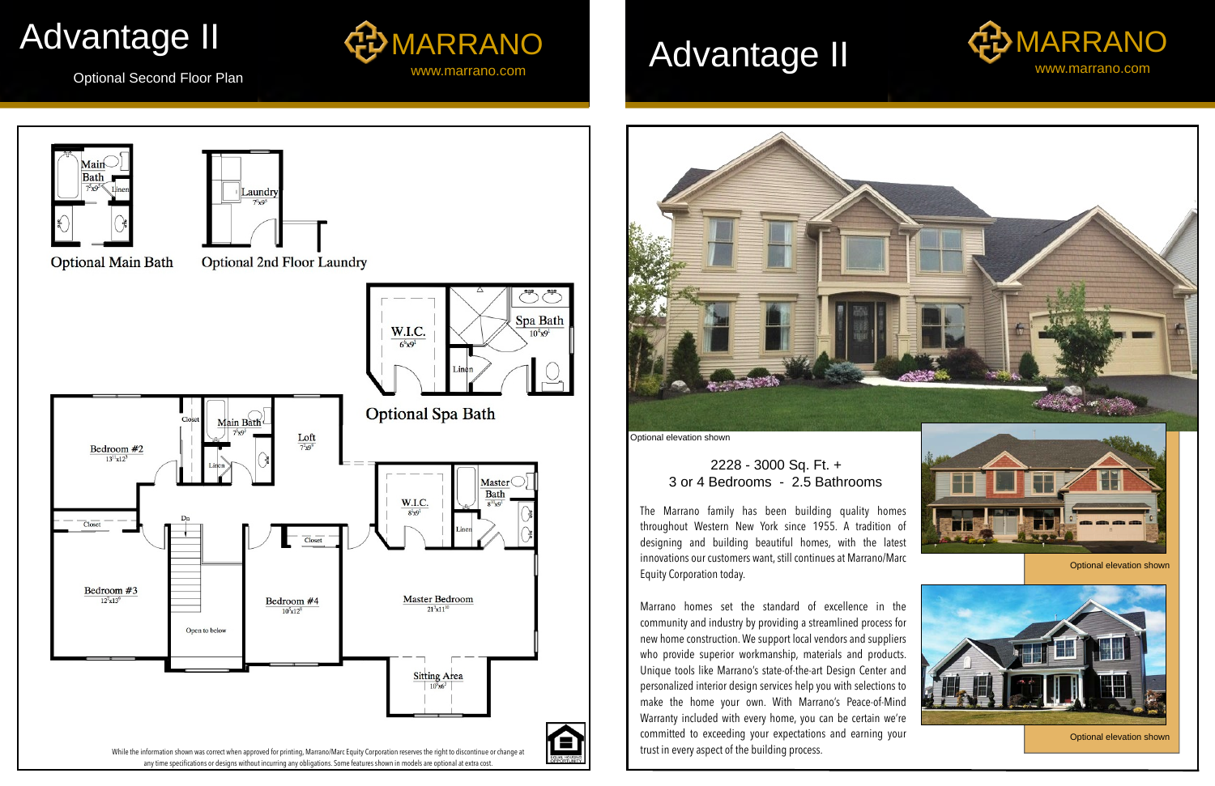# Advantage II

Optional Second Floor Plan

MARRANO
www.marrano.com

Optional Main Bath

Main Bath 7⁸x9⁴ Linen

Optional 2nd Floor Laundry

Laundry 7'x9³

Optional Spa Bath

W.I.C. 6⁸x9¹

Spa Bath 10⁸x9¹

Linen

Bedroom #2 13¹¹x12³

Closet

Main Bath 7⁸x9²

Linen

Loft 7'x9⁴

Dn

Closet

Bedroom #3 12'x13⁹

Open to below

Closet

Bedroom #4 10⁸x12⁸

W.I.C. 8'x9¹

Master Bath 8¹⁰x9¹

Linen

Master Bedroom 21⁹x11¹⁰

Sitting Area 10⁸x6³

While the information shown was correct when approved for printing, Marrano/Marc Equity Corporation reserves the right to discontinue or change at any time specifications or designs without incurring any obligations. Some features shown in models are optional at extra cost.

# Advantage II

MARRANO
www.marrano.com

Optional elevation shown

2228 - 3000 Sq. Ft. +
3 or 4 Bedrooms - 2.5 Bathrooms

The Marrano family has been building quality homes throughout Western New York since 1955. A tradition of designing and building beautiful homes, with the latest innovations our customers want, still continues at Marrano/Marc Equity Corporation today.

Marrano homes set the standard of excellence in the community and industry by providing a streamlined process for new home construction. We support local vendors and suppliers who provide superior workmanship, materials and products. Unique tools like Marrano's state-of-the-art Design Center and personalized interior design services help you with selections to make the home your own. With Marrano's Peace-of-Mind Warranty included with every home, you can be certain we're committed to exceeding your expectations and earning your trust in every aspect of the building process.

Optional elevation shown

Optional elevation shown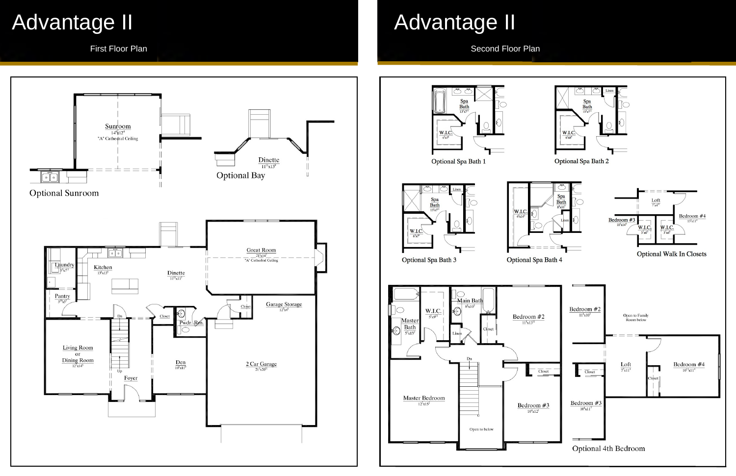# Advantage II

## First Floor Plan

Optional Sunroom

Sunroom
$14^4$x$12^4$
"A" Cathedral Ceiling

Optional Bay

Dinette
$11^{11}$x$13^9$

Laundry
$5^8$x$7^{11}$

Kitchen
$13^8$x$13^0$

Dinette
$11^{11}$x$13^0$

Great Room
$21^1$x$14^3$
"A" Cathedral Ceiling

Pantry
$5^{10}$x$5^3$

Closet

Closet

Pwdr. Rm.

Garage Storage
$12^3$x$4^8$

Dn

Living Room
or
Dining Room
$12^1$x$14^6$

Up

Foyer

Den
$10^0$x$11^9$

2 Car Garage
$21^1$x$20^{11}$

# Advantage II

## Second Floor Plan

Spa
Bath
$13^1$x$7^{11}$

W.I.C.
$6^7$x$7^0$

Optional Spa Bath 1

Linen

Spa
Bath
$13^5$x$7^{11}$

W.I.C.
$6^7$x$8^0$

Optional Spa Bath 2

Linen

Spa
Bath
$13^1$x$7^{11}$

W.I.C.
$6^7$x$7^0$

Optional Spa Bath 3

W.I.C.
$4^1$x$14^0$

Spa
Bath
$8^4$x$10^1$

Linen

Optional Spa Bath 4

Loft
$7^2$x$4^{11}$

Bedroom #3
$10^6$x$14^6$

Bedroom #4
$13^0$x$11^4$

W.I.C.
$3^5$x$6^0$

W.I.C.
$3^3$x$6^0$

Optional Walk In Closets

W.I.C.
$5^1$x$9^{11}$

Main Bath
$8^2$x$10^5$

Bedroom #2
$11^8$x$13^{11}$

Master
Bath
$5^1$x$13^5$

Linen

Closet

Dn

Closet

Master Bedroom
$12^7$x$15^3$

Bedroom #3
$10^6$x$12^1$

Open to below

Bedroom #2
$11^8$x$10^2$

Open to Family
Room below

Loft
$7^2$x$11^1$

Bedroom #4
$10^1$x$11^4$

Closet

Closet

Bedroom #3
$10^6$x$11^7$

Optional 4th Bedroom